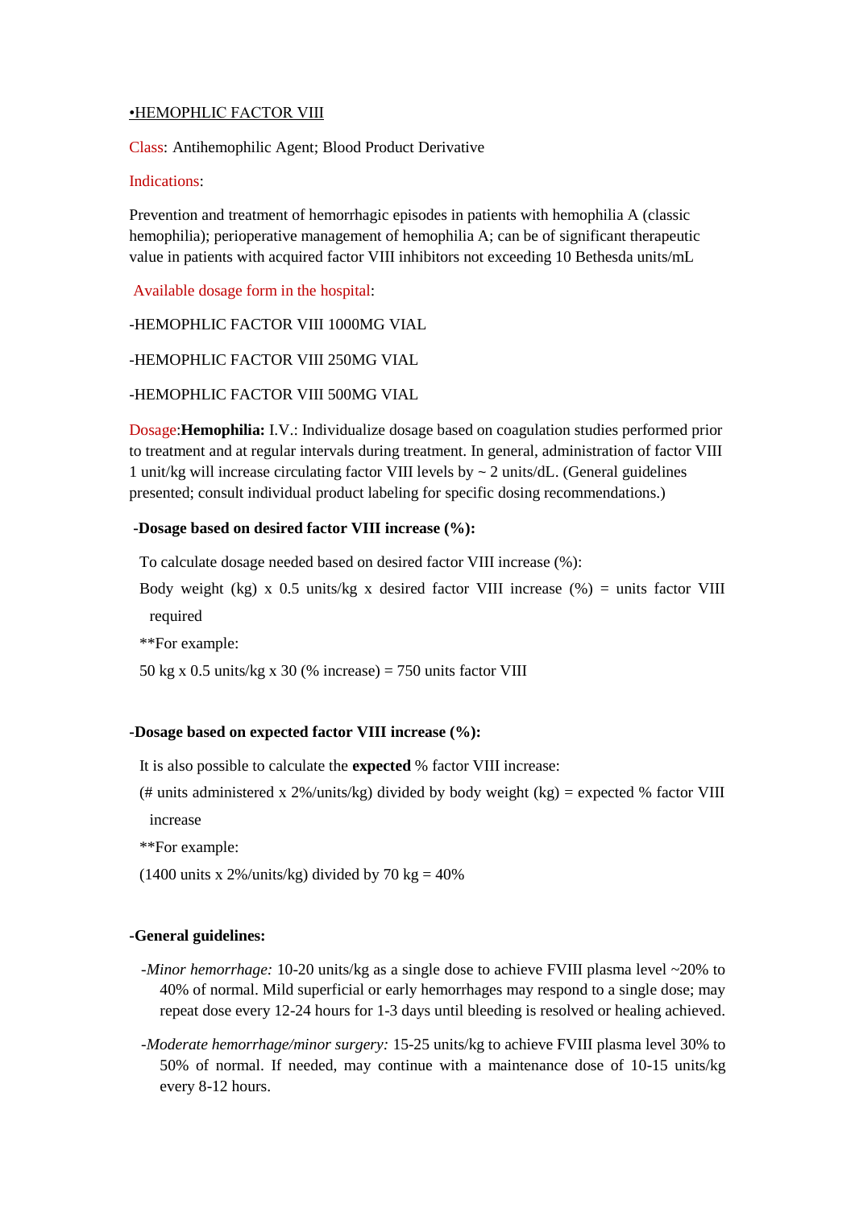•<u>HEMOPHLIC FACTOR VIII</u>

Class: Antihemophilic Agent; Blood Product Derivative

Indications:

Prevention and treatment of hemorrhagic episodes in patients with hemophilia A (classic hemophilia); perioperative management of hemophilia A; can be of significant therapeutic value in patients with acquired factor VIII inhibitors not exceeding 10 Bethesda units/mL

Available dosage form in the hospital:

-HEMOPHLIC FACTOR VIII 1000MG VIAL

-HEMOPHLIC FACTOR VIII 250MG VIAL

-HEMOPHLIC FACTOR VIII 500MG VIAL

Dosage:**Hemophilia:** I.V.: Individualize dosage based on coagulation studies performed prior to treatment and at regular intervals during treatment. In general, administration of factor VIII 1 unit/kg will increase circulating factor VIII levels by ~ 2 units/dL. (General guidelines presented; consult individual product labeling for specific dosing recommendations.)

**-Dosage based on desired factor VIII increase (%):**

To calculate dosage needed based on desired factor VIII increase (%):

Body weight (kg) x 0.5 units/kg x desired factor VIII increase (%) = units factor VIII required

**For example:

50 kg x 0.5 units/kg x 30 (% increase) = 750 units factor VIII

**-Dosage based on expected factor VIII increase (%):**

It is also possible to calculate the **expected** % factor VIII increase:

(# units administered x 2%/units/kg) divided by body weight (kg) = expected % factor VIII increase

**For example:

(1400 units x 2%/units/kg) divided by 70 kg = 40%

**-General guidelines:**

-*Minor hemorrhage:* 10-20 units/kg as a single dose to achieve FVIII plasma level ~20% to 40% of normal. Mild superficial or early hemorrhages may respond to a single dose; may repeat dose every 12-24 hours for 1-3 days until bleeding is resolved or healing achieved.

-*Moderate hemorrhage/minor surgery:* 15-25 units/kg to achieve FVIII plasma level 30% to 50% of normal. If needed, may continue with a maintenance dose of 10-15 units/kg every 8-12 hours.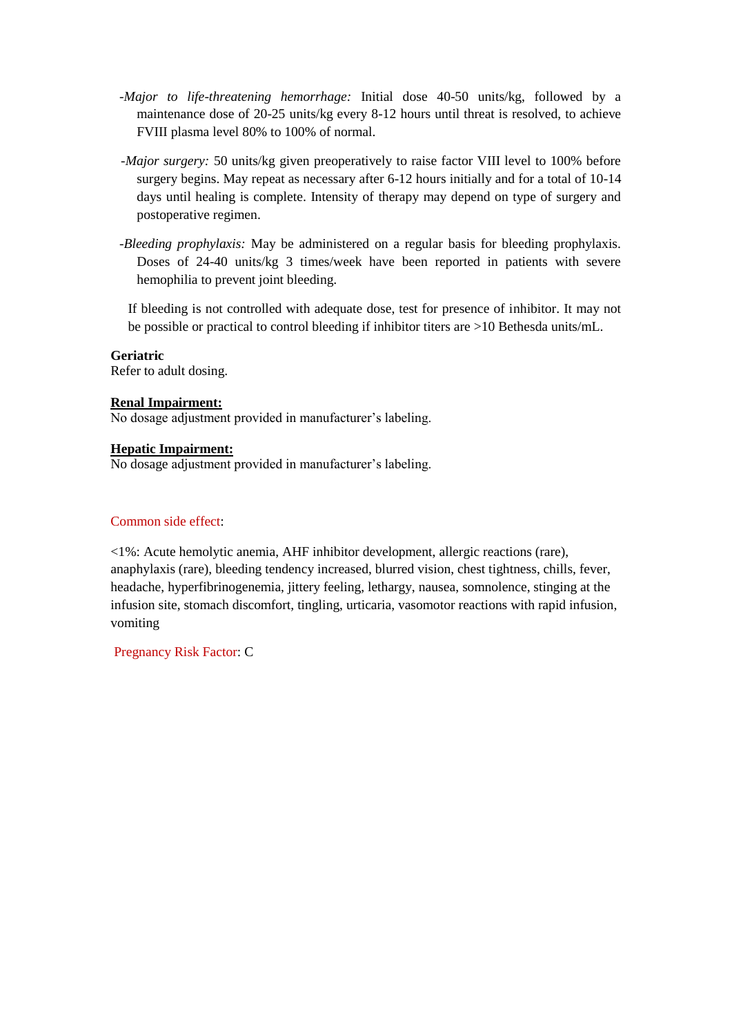-*Major to life-threatening hemorrhage:* Initial dose 40-50 units/kg, followed by a maintenance dose of 20-25 units/kg every 8-12 hours until threat is resolved, to achieve FVIII plasma level 80% to 100% of normal.

-*Major surgery:* 50 units/kg given preoperatively to raise factor VIII level to 100% before surgery begins. May repeat as necessary after 6-12 hours initially and for a total of 10-14 days until healing is complete. Intensity of therapy may depend on type of surgery and postoperative regimen.

-*Bleeding prophylaxis:* May be administered on a regular basis for bleeding prophylaxis. Doses of 24-40 units/kg 3 times/week have been reported in patients with severe hemophilia to prevent joint bleeding.

If bleeding is not controlled with adequate dose, test for presence of inhibitor. It may not be possible or practical to control bleeding if inhibitor titers are >10 Bethesda units/mL.

**Geriatric**

Refer to adult dosing.

**Renal Impairment:**

No dosage adjustment provided in manufacturer's labeling.

**Hepatic Impairment:**

No dosage adjustment provided in manufacturer's labeling.

Common side effect:

<1%: Acute hemolytic anemia, AHF inhibitor development, allergic reactions (rare), anaphylaxis (rare), bleeding tendency increased, blurred vision, chest tightness, chills, fever, headache, hyperfibrinogenemia, jittery feeling, lethargy, nausea, somnolence, stinging at the infusion site, stomach discomfort, tingling, urticaria, vasomotor reactions with rapid infusion, vomiting

Pregnancy Risk Factor: C